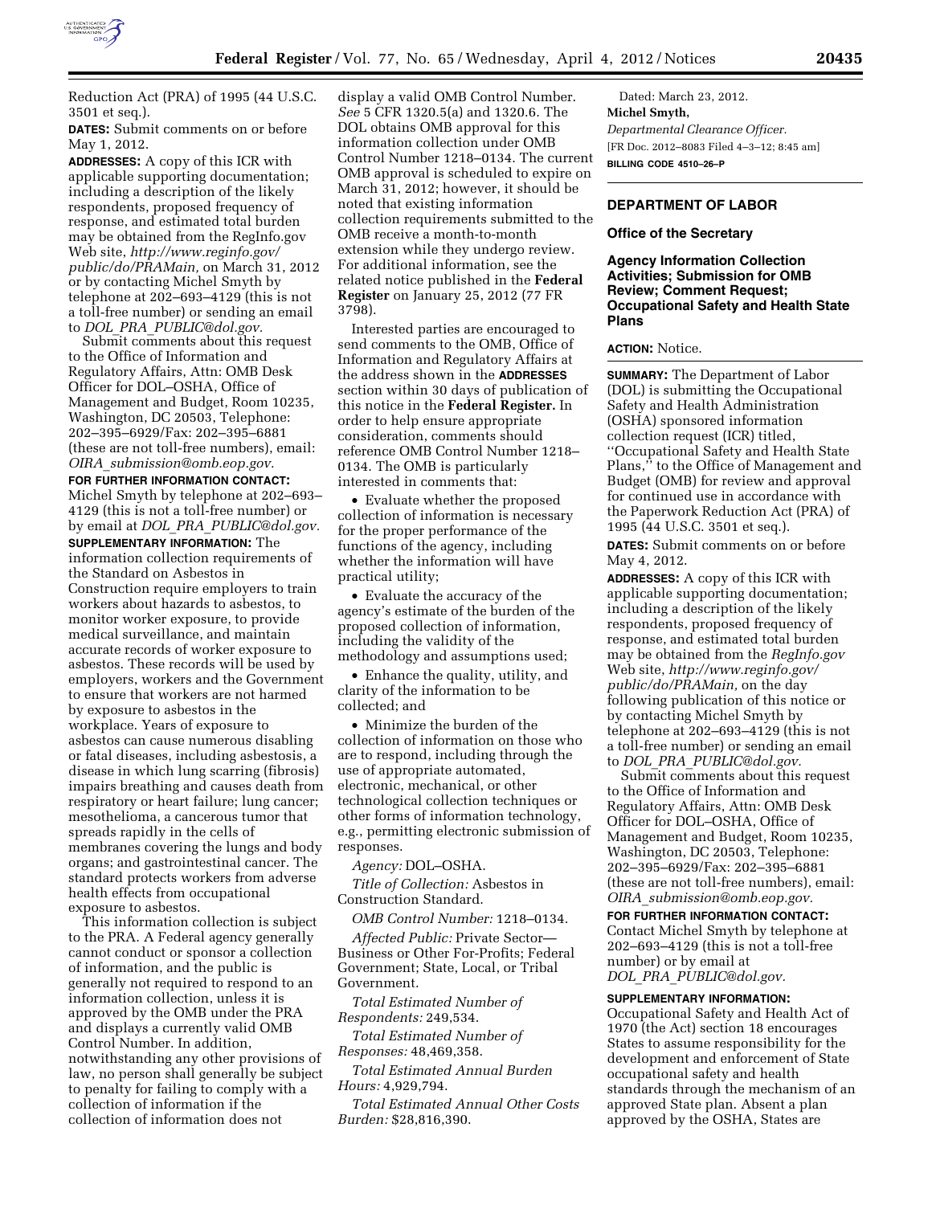Reduction Act (PRA) of 1995 (44 U.S.C. 3501 et seq.).

**DATES:** Submit comments on or before May 1, 2012.

**ADDRESSES:** A copy of this ICR with applicable supporting documentation; including a description of the likely respondents, proposed frequency of response, and estimated total burden may be obtained from the RegInfo.gov Web site, *http://www.reginfo.gov/public/do/PRAMain,* on March 31, 2012 or by contacting Michel Smyth by telephone at 202–693–4129 (this is not a toll-free number) or sending an email to *DOL_PRA_PUBLIC@dol.gov.*

Submit comments about this request to the Office of Information and Regulatory Affairs, Attn: OMB Desk Officer for DOL–OSHA, Office of Management and Budget, Room 10235, Washington, DC 20503, Telephone: 202–395–6929/Fax: 202–395–6881 (these are not toll-free numbers), email: *OIRA_submission@omb.eop.gov.*

**FOR FURTHER INFORMATION CONTACT:** Michel Smyth by telephone at 202–693–4129 (this is not a toll-free number) or by email at *DOL_PRA_PUBLIC@dol.gov.*

**SUPPLEMENTARY INFORMATION:** The information collection requirements of the Standard on Asbestos in Construction require employers to train workers about hazards to asbestos, to monitor worker exposure, to provide medical surveillance, and maintain accurate records of worker exposure to asbestos. These records will be used by employers, workers and the Government to ensure that workers are not harmed by exposure to asbestos in the workplace. Years of exposure to asbestos can cause numerous disabling or fatal diseases, including asbestosis, a disease in which lung scarring (fibrosis) impairs breathing and causes death from respiratory or heart failure; lung cancer; mesothelioma, a cancerous tumor that spreads rapidly in the cells of membranes covering the lungs and body organs; and gastrointestinal cancer. The standard protects workers from adverse health effects from occupational exposure to asbestos.

This information collection is subject to the PRA. A Federal agency generally cannot conduct or sponsor a collection of information, and the public is generally not required to respond to an information collection, unless it is approved by the OMB under the PRA and displays a currently valid OMB Control Number. In addition, notwithstanding any other provisions of law, no person shall generally be subject to penalty for failing to comply with a collection of information if the collection of information does not display a valid OMB Control Number. *See* 5 CFR 1320.5(a) and 1320.6. The DOL obtains OMB approval for this information collection under OMB Control Number 1218–0134. The current OMB approval is scheduled to expire on March 31, 2012; however, it should be noted that existing information collection requirements submitted to the OMB receive a month-to-month extension while they undergo review. For additional information, see the related notice published in the **Federal Register** on January 25, 2012 (77 FR 3798).

Interested parties are encouraged to send comments to the OMB, Office of Information and Regulatory Affairs at the address shown in the **ADDRESSES** section within 30 days of publication of this notice in the **Federal Register.** In order to help ensure appropriate consideration, comments should reference OMB Control Number 1218–0134. The OMB is particularly interested in comments that:

- Evaluate whether the proposed collection of information is necessary for the proper performance of the functions of the agency, including whether the information will have practical utility;
- Evaluate the accuracy of the agency's estimate of the burden of the proposed collection of information, including the validity of the methodology and assumptions used;
- Enhance the quality, utility, and clarity of the information to be collected; and
- Minimize the burden of the collection of information on those who are to respond, including through the use of appropriate automated, electronic, mechanical, or other technological collection techniques or other forms of information technology, e.g., permitting electronic submission of responses.

*Agency:* DOL–OSHA.

*Title of Collection:* Asbestos in Construction Standard.

*OMB Control Number:* 1218–0134.

*Affected Public:* Private Sector—Business or Other For-Profits; Federal Government; State, Local, or Tribal Government.

*Total Estimated Number of Respondents:* 249,534.

*Total Estimated Number of Responses:* 48,469,358.

*Total Estimated Annual Burden Hours:* 4,929,794.

*Total Estimated Annual Other Costs Burden:* $28,816,390.

Dated: March 23, 2012.

**Michel Smyth,**

*Departmental Clearance Officer.*

[FR Doc. 2012–8083 Filed 4–3–12; 8:45 am]

**BILLING CODE 4510–26–P**

---

## DEPARTMENT OF LABOR

### Office of the Secretary

### Agency Information Collection Activities; Submission for OMB Review; Comment Request; Occupational Safety and Health State Plans

**ACTION:** Notice.

**SUMMARY:** The Department of Labor (DOL) is submitting the Occupational Safety and Health Administration (OSHA) sponsored information collection request (ICR) titled, ''Occupational Safety and Health State Plans,'' to the Office of Management and Budget (OMB) for review and approval for continued use in accordance with the Paperwork Reduction Act (PRA) of 1995 (44 U.S.C. 3501 et seq.).

**DATES:** Submit comments on or before May 4, 2012.

**ADDRESSES:** A copy of this ICR with applicable supporting documentation; including a description of the likely respondents, proposed frequency of response, and estimated total burden may be obtained from the *RegInfo.gov* Web site, *http://www.reginfo.gov/public/do/PRAMain,* on the day following publication of this notice or by contacting Michel Smyth by telephone at 202–693–4129 (this is not a toll-free number) or sending an email to *DOL_PRA_PUBLIC@dol.gov.*

Submit comments about this request to the Office of Information and Regulatory Affairs, Attn: OMB Desk Officer for DOL–OSHA, Office of Management and Budget, Room 10235, Washington, DC 20503, Telephone: 202–395–6929/Fax: 202–395–6881 (these are not toll-free numbers), email: *OIRA_submission@omb.eop.gov.*

**FOR FURTHER INFORMATION CONTACT:** Contact Michel Smyth by telephone at 202–693–4129 (this is not a toll-free number) or by email at *DOL_PRA_PUBLIC@dol.gov.*

**SUPPLEMENTARY INFORMATION:** Occupational Safety and Health Act of 1970 (the Act) section 18 encourages States to assume responsibility for the development and enforcement of State occupational safety and health standards through the mechanism of an approved State plan. Absent a plan approved by the OSHA, States are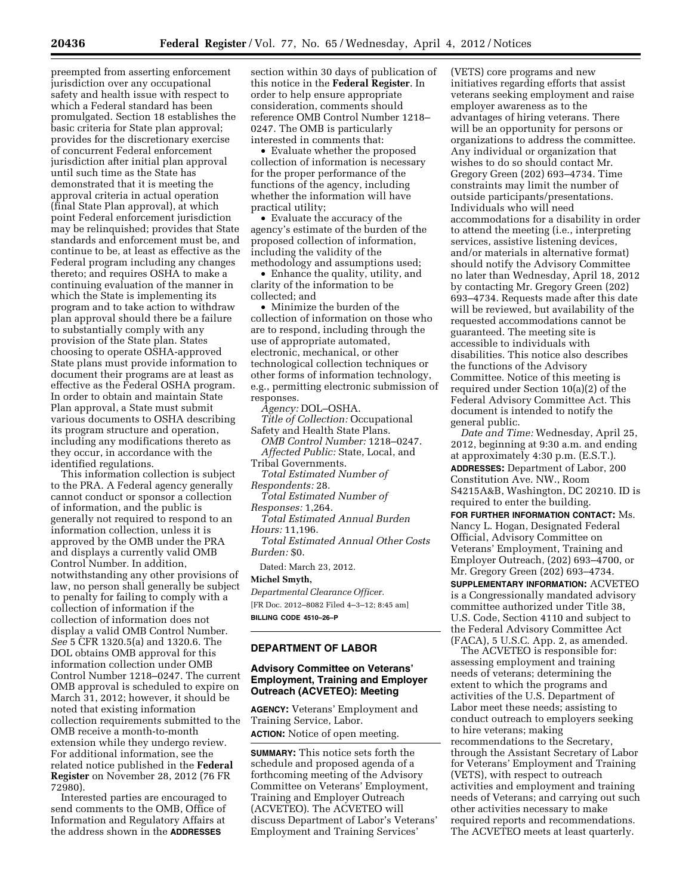preempted from asserting enforcement jurisdiction over any occupational safety and health issue with respect to which a Federal standard has been promulgated. Section 18 establishes the basic criteria for State plan approval; provides for the discretionary exercise of concurrent Federal enforcement jurisdiction after initial plan approval until such time as the State has demonstrated that it is meeting the approval criteria in actual operation (final State Plan approval), at which point Federal enforcement jurisdiction may be relinquished; provides that State standards and enforcement must be, and continue to be, at least as effective as the Federal program including any changes thereto; and requires OSHA to make a continuing evaluation of the manner in which the State is implementing its program and to take action to withdraw plan approval should there be a failure to substantially comply with any provision of the State plan. States choosing to operate OSHA-approved State plans must provide information to document their programs are at least as effective as the Federal OSHA program. In order to obtain and maintain State Plan approval, a State must submit various documents to OSHA describing its program structure and operation, including any modifications thereto as they occur, in accordance with the identified regulations.

This information collection is subject to the PRA. A Federal agency generally cannot conduct or sponsor a collection of information, and the public is generally not required to respond to an information collection, unless it is approved by the OMB under the PRA and displays a currently valid OMB Control Number. In addition, notwithstanding any other provisions of law, no person shall generally be subject to penalty for failing to comply with a collection of information if the collection of information does not display a valid OMB Control Number. *See* 5 CFR 1320.5(a) and 1320.6. The DOL obtains OMB approval for this information collection under OMB Control Number 1218–0247. The current OMB approval is scheduled to expire on March 31, 2012; however, it should be noted that existing information collection requirements submitted to the OMB receive a month-to-month extension while they undergo review. For additional information, see the related notice published in the **Federal Register** on November 28, 2012 (76 FR 72980).

Interested parties are encouraged to send comments to the OMB, Office of Information and Regulatory Affairs at the address shown in the **ADDRESSES** section within 30 days of publication of this notice in the **Federal Register**. In order to help ensure appropriate consideration, comments should reference OMB Control Number 1218–0247. The OMB is particularly interested in comments that:

- Evaluate whether the proposed collection of information is necessary for the proper performance of the functions of the agency, including whether the information will have practical utility;
- Evaluate the accuracy of the agency's estimate of the burden of the proposed collection of information, including the validity of the methodology and assumptions used;
- Enhance the quality, utility, and clarity of the information to be collected; and
- Minimize the burden of the collection of information on those who are to respond, including through the use of appropriate automated, electronic, mechanical, or other technological collection techniques or other forms of information technology, e.g., permitting electronic submission of responses.

*Agency:* DOL–OSHA.

*Title of Collection:* Occupational Safety and Health State Plans.

*OMB Control Number:* 1218–0247.

*Affected Public:* State, Local, and Tribal Governments.

*Total Estimated Number of Respondents:* 28.

*Total Estimated Number of Responses:* 1,264.

*Total Estimated Annual Burden Hours:* 11,196.

*Total Estimated Annual Other Costs Burden:* $0.

Dated: March 23, 2012.

**Michel Smyth,**

*Departmental Clearance Officer.*

[FR Doc. 2012–8082 Filed 4–3–12; 8:45 am]

**BILLING CODE 4510–26–P**

## DEPARTMENT OF LABOR

### Advisory Committee on Veterans' Employment, Training and Employer Outreach (ACVETEO): Meeting

**AGENCY:** Veterans' Employment and Training Service, Labor.

**ACTION:** Notice of open meeting.

**SUMMARY:** This notice sets forth the schedule and proposed agenda of a forthcoming meeting of the Advisory Committee on Veterans' Employment, Training and Employer Outreach (ACVETEO). The ACVETEO will discuss Department of Labor's Veterans' Employment and Training Services' (VETS) core programs and new initiatives regarding efforts that assist veterans seeking employment and raise employer awareness as to the advantages of hiring veterans. There will be an opportunity for persons or organizations to address the committee. Any individual or organization that wishes to do so should contact Mr. Gregory Green (202) 693–4734. Time constraints may limit the number of outside participants/presentations. Individuals who will need accommodations for a disability in order to attend the meeting (i.e., interpreting services, assistive listening devices, and/or materials in alternative format) should notify the Advisory Committee no later than Wednesday, April 18, 2012 by contacting Mr. Gregory Green (202) 693–4734. Requests made after this date will be reviewed, but availability of the requested accommodations cannot be guaranteed. The meeting site is accessible to individuals with disabilities. This notice also describes the functions of the Advisory Committee. Notice of this meeting is required under Section 10(a)(2) of the Federal Advisory Committee Act. This document is intended to notify the general public.

*Date and Time:* Wednesday, April 25, 2012, beginning at 9:30 a.m. and ending at approximately 4:30 p.m. (E.S.T.).

**ADDRESSES:** Department of Labor, 200 Constitution Ave. NW., Room S4215A&B, Washington, DC 20210. ID is required to enter the building.

**FOR FURTHER INFORMATION CONTACT:** Ms. Nancy L. Hogan, Designated Federal Official, Advisory Committee on Veterans' Employment, Training and Employer Outreach, (202) 693–4700, or Mr. Gregory Green (202) 693–4734.

**SUPPLEMENTARY INFORMATION:** ACVETEO is a Congressionally mandated advisory committee authorized under Title 38, U.S. Code, Section 4110 and subject to the Federal Advisory Committee Act (FACA), 5 U.S.C. App. 2, as amended.

The ACVETEO is responsible for: assessing employment and training needs of veterans; determining the extent to which the programs and activities of the U.S. Department of Labor meet these needs; assisting to conduct outreach to employers seeking to hire veterans; making recommendations to the Secretary, through the Assistant Secretary of Labor for Veterans' Employment and Training (VETS), with respect to outreach activities and employment and training needs of Veterans; and carrying out such other activities necessary to make required reports and recommendations. The ACVETEO meets at least quarterly.